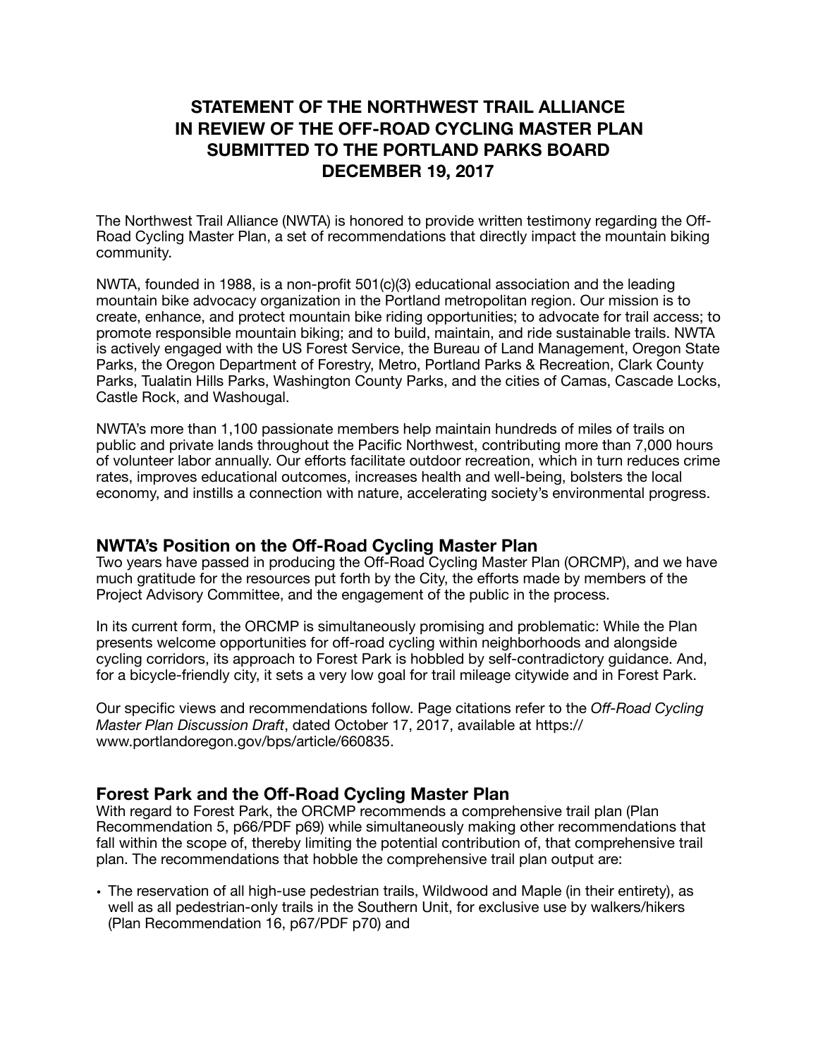# STATEMENT OF THE NORTHWEST TRAIL ALLIANCE IN REVIEW OF THE OFF-ROAD CYCLING MASTER PLAN SUBMITTED TO THE PORTLAND PARKS BOARD DECEMBER 19, 2017

The Northwest Trail Alliance (NWTA) is honored to provide written testimony regarding the Off-Road Cycling Master Plan, a set of recommendations that directly impact the mountain biking community.

NWTA, founded in 1988, is a non-profit 501(c)(3) educational association and the leading mountain bike advocacy organization in the Portland metropolitan region. Our mission is to create, enhance, and protect mountain bike riding opportunities; to advocate for trail access; to promote responsible mountain biking; and to build, maintain, and ride sustainable trails. NWTA is actively engaged with the US Forest Service, the Bureau of Land Management, Oregon State Parks, the Oregon Department of Forestry, Metro, Portland Parks & Recreation, Clark County Parks, Tualatin Hills Parks, Washington County Parks, and the cities of Camas, Cascade Locks, Castle Rock, and Washougal.

NWTA's more than 1,100 passionate members help maintain hundreds of miles of trails on public and private lands throughout the Pacific Northwest, contributing more than 7,000 hours of volunteer labor annually. Our efforts facilitate outdoor recreation, which in turn reduces crime rates, improves educational outcomes, increases health and well-being, bolsters the local economy, and instills a connection with nature, accelerating society's environmental progress.

## NWTA's Position on the Off-Road Cycling Master Plan

Two years have passed in producing the Off-Road Cycling Master Plan (ORCMP), and we have much gratitude for the resources put forth by the City, the efforts made by members of the Project Advisory Committee, and the engagement of the public in the process.

In its current form, the ORCMP is simultaneously promising and problematic: While the Plan presents welcome opportunities for off-road cycling within neighborhoods and alongside cycling corridors, its approach to Forest Park is hobbled by self-contradictory guidance. And, for a bicycle-friendly city, it sets a very low goal for trail mileage citywide and in Forest Park.

Our specific views and recommendations follow. Page citations refer to the *Off-Road Cycling Master Plan Discussion Draft*, dated October 17, 2017, available at https://www.portlandoregon.gov/bps/article/660835.

## Forest Park and the Off-Road Cycling Master Plan

With regard to Forest Park, the ORCMP recommends a comprehensive trail plan (Plan Recommendation 5, p66/PDF p69) while simultaneously making other recommendations that fall within the scope of, thereby limiting the potential contribution of, that comprehensive trail plan. The recommendations that hobble the comprehensive trail plan output are:

- The reservation of all high-use pedestrian trails, Wildwood and Maple (in their entirety), as well as all pedestrian-only trails in the Southern Unit, for exclusive use by walkers/hikers (Plan Recommendation 16, p67/PDF p70) and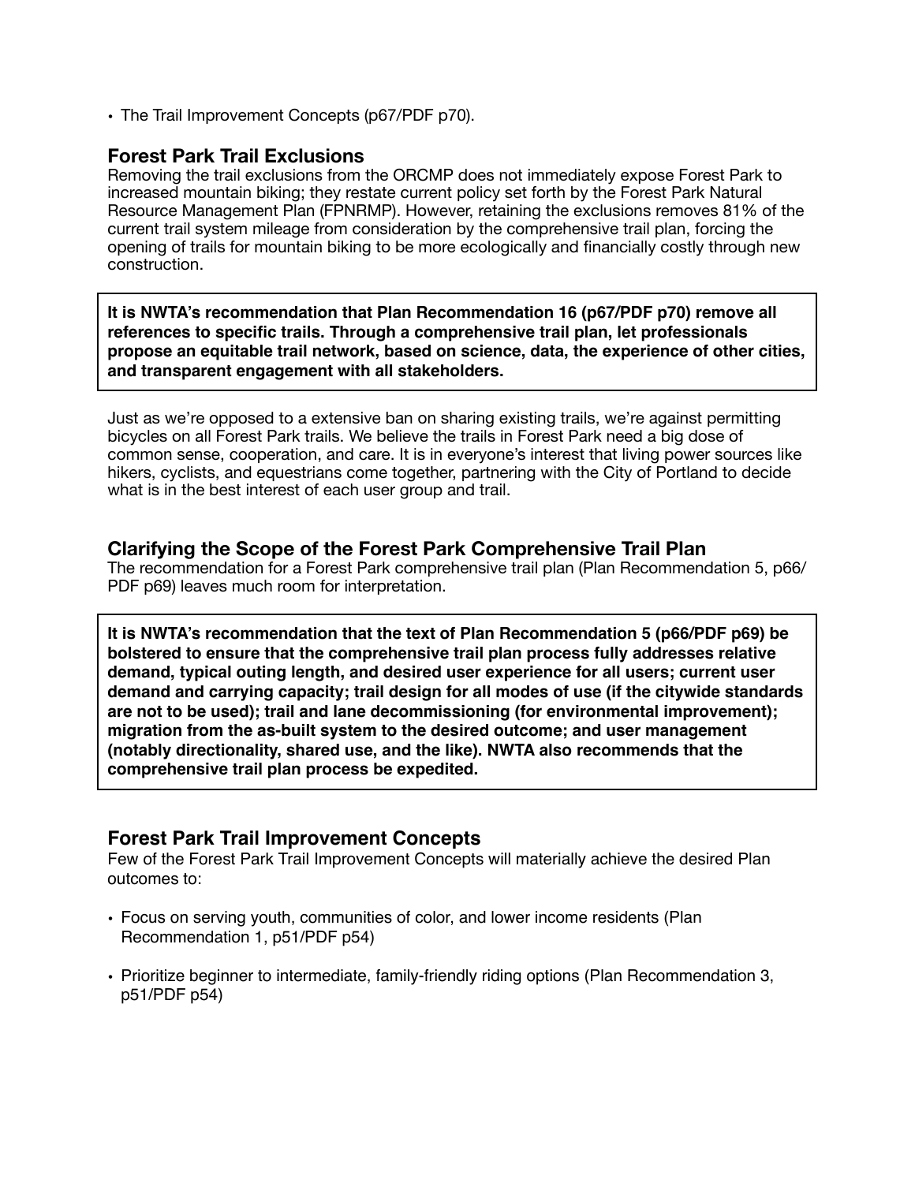- The Trail Improvement Concepts (p67/PDF p70).

## Forest Park Trail Exclusions

Removing the trail exclusions from the ORCMP does not immediately expose Forest Park to increased mountain biking; they restate current policy set forth by the Forest Park Natural Resource Management Plan (FPNRMP). However, retaining the exclusions removes 81% of the current trail system mileage from consideration by the comprehensive trail plan, forcing the opening of trails for mountain biking to be more ecologically and financially costly through new construction.

**It is NWTA's recommendation that Plan Recommendation 16 (p67/PDF p70) remove all references to specific trails. Through a comprehensive trail plan, let professionals propose an equitable trail network, based on science, data, the experience of other cities, and transparent engagement with all stakeholders.**

Just as we're opposed to a extensive ban on sharing existing trails, we're against permitting bicycles on all Forest Park trails. We believe the trails in Forest Park need a big dose of common sense, cooperation, and care. It is in everyone's interest that living power sources like hikers, cyclists, and equestrians come together, partnering with the City of Portland to decide what is in the best interest of each user group and trail.

## Clarifying the Scope of the Forest Park Comprehensive Trail Plan

The recommendation for a Forest Park comprehensive trail plan (Plan Recommendation 5, p66/PDF p69) leaves much room for interpretation.

**It is NWTA's recommendation that the text of Plan Recommendation 5 (p66/PDF p69) be bolstered to ensure that the comprehensive trail plan process fully addresses relative demand, typical outing length, and desired user experience for all users; current user demand and carrying capacity; trail design for all modes of use (if the citywide standards are not to be used); trail and lane decommissioning (for environmental improvement); migration from the as-built system to the desired outcome; and user management (notably directionality, shared use, and the like). NWTA also recommends that the comprehensive trail plan process be expedited.**

## Forest Park Trail Improvement Concepts

Few of the Forest Park Trail Improvement Concepts will materially achieve the desired Plan outcomes to:

- Focus on serving youth, communities of color, and lower income residents (Plan Recommendation 1, p51/PDF p54)
- Prioritize beginner to intermediate, family-friendly riding options (Plan Recommendation 3, p51/PDF p54)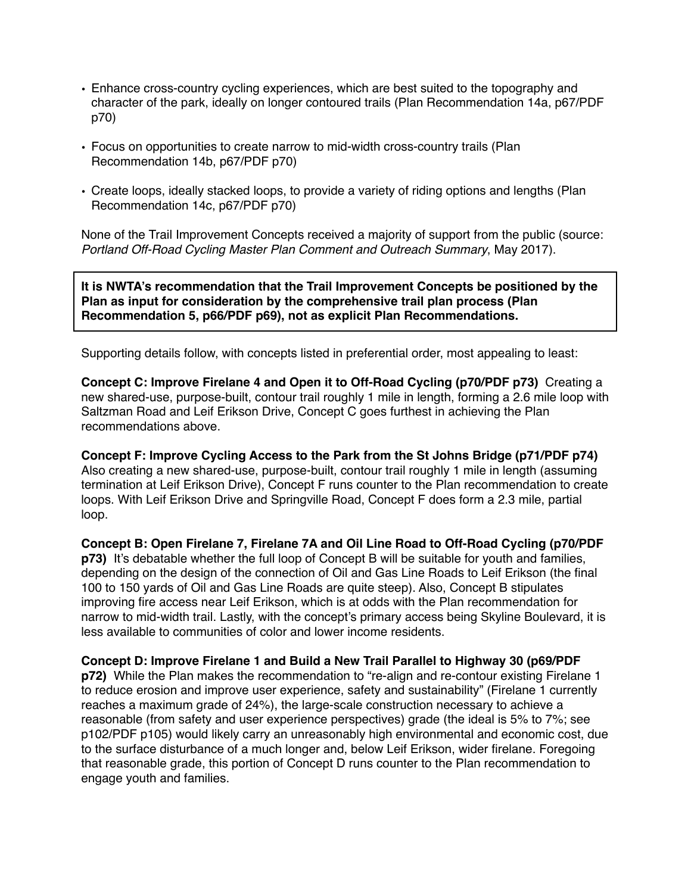- Enhance cross-country cycling experiences, which are best suited to the topography and character of the park, ideally on longer contoured trails (Plan Recommendation 14a, p67/PDF p70)
- Focus on opportunities to create narrow to mid-width cross-country trails (Plan Recommendation 14b, p67/PDF p70)
- Create loops, ideally stacked loops, to provide a variety of riding options and lengths (Plan Recommendation 14c, p67/PDF p70)

None of the Trail Improvement Concepts received a majority of support from the public (source: *Portland Off-Road Cycling Master Plan Comment and Outreach Summary*, May 2017).

**It is NWTA's recommendation that the Trail Improvement Concepts be positioned by the Plan as input for consideration by the comprehensive trail plan process (Plan Recommendation 5, p66/PDF p69), not as explicit Plan Recommendations.**

Supporting details follow, with concepts listed in preferential order, most appealing to least:

**Concept C: Improve Firelane 4 and Open it to Off-Road Cycling (p70/PDF p73)** Creating a new shared-use, purpose-built, contour trail roughly 1 mile in length, forming a 2.6 mile loop with Saltzman Road and Leif Erikson Drive, Concept C goes furthest in achieving the Plan recommendations above.

**Concept F: Improve Cycling Access to the Park from the St Johns Bridge (p71/PDF p74)** Also creating a new shared-use, purpose-built, contour trail roughly 1 mile in length (assuming termination at Leif Erikson Drive), Concept F runs counter to the Plan recommendation to create loops. With Leif Erikson Drive and Springville Road, Concept F does form a 2.3 mile, partial loop.

**Concept B: Open Firelane 7, Firelane 7A and Oil Line Road to Off-Road Cycling (p70/PDF p73)** It's debatable whether the full loop of Concept B will be suitable for youth and families, depending on the design of the connection of Oil and Gas Line Roads to Leif Erikson (the final 100 to 150 yards of Oil and Gas Line Roads are quite steep). Also, Concept B stipulates improving fire access near Leif Erikson, which is at odds with the Plan recommendation for narrow to mid-width trail. Lastly, with the concept's primary access being Skyline Boulevard, it is less available to communities of color and lower income residents.

**Concept D: Improve Firelane 1 and Build a New Trail Parallel to Highway 30 (p69/PDF p72)** While the Plan makes the recommendation to "re-align and re-contour existing Firelane 1 to reduce erosion and improve user experience, safety and sustainability" (Firelane 1 currently reaches a maximum grade of 24%), the large-scale construction necessary to achieve a reasonable (from safety and user experience perspectives) grade (the ideal is 5% to 7%; see p102/PDF p105) would likely carry an unreasonably high environmental and economic cost, due to the surface disturbance of a much longer and, below Leif Erikson, wider firelane. Foregoing that reasonable grade, this portion of Concept D runs counter to the Plan recommendation to engage youth and families.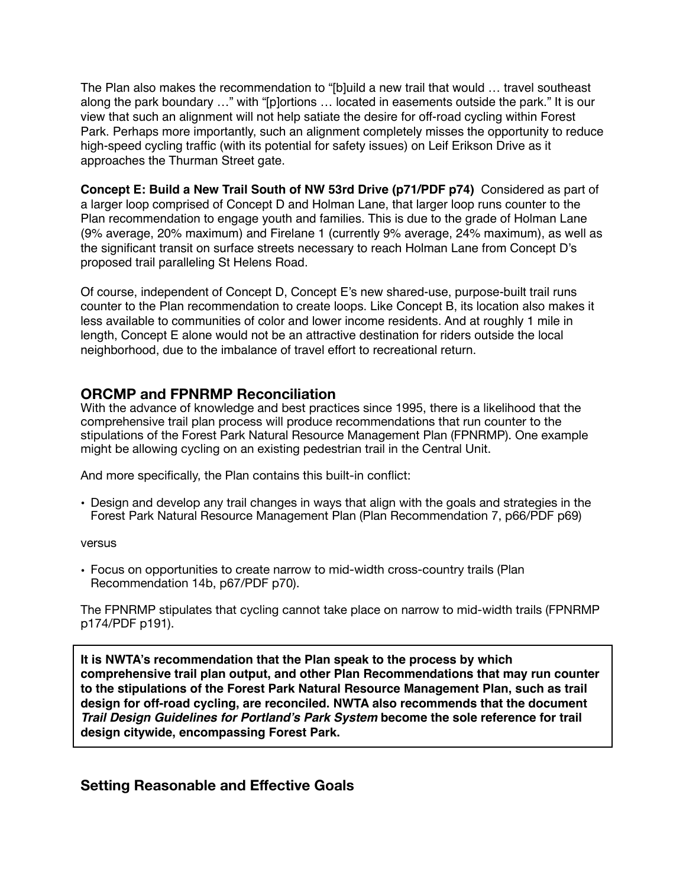The Plan also makes the recommendation to "[b]uild a new trail that would … travel southeast along the park boundary …" with "[p]ortions … located in easements outside the park." It is our view that such an alignment will not help satiate the desire for off-road cycling within Forest Park. Perhaps more importantly, such an alignment completely misses the opportunity to reduce high-speed cycling traffic (with its potential for safety issues) on Leif Erikson Drive as it approaches the Thurman Street gate.

**Concept E: Build a New Trail South of NW 53rd Drive (p71/PDF p74)** Considered as part of a larger loop comprised of Concept D and Holman Lane, that larger loop runs counter to the Plan recommendation to engage youth and families. This is due to the grade of Holman Lane (9% average, 20% maximum) and Firelane 1 (currently 9% average, 24% maximum), as well as the significant transit on surface streets necessary to reach Holman Lane from Concept D's proposed trail paralleling St Helens Road.

Of course, independent of Concept D, Concept E's new shared-use, purpose-built trail runs counter to the Plan recommendation to create loops. Like Concept B, its location also makes it less available to communities of color and lower income residents. And at roughly 1 mile in length, Concept E alone would not be an attractive destination for riders outside the local neighborhood, due to the imbalance of travel effort to recreational return.

## ORCMP and FPNRMP Reconciliation

With the advance of knowledge and best practices since 1995, there is a likelihood that the comprehensive trail plan process will produce recommendations that run counter to the stipulations of the Forest Park Natural Resource Management Plan (FPNRMP). One example might be allowing cycling on an existing pedestrian trail in the Central Unit.

And more specifically, the Plan contains this built-in conflict:

- Design and develop any trail changes in ways that align with the goals and strategies in the Forest Park Natural Resource Management Plan (Plan Recommendation 7, p66/PDF p69)

versus

- Focus on opportunities to create narrow to mid-width cross-country trails (Plan Recommendation 14b, p67/PDF p70).

The FPNRMP stipulates that cycling cannot take place on narrow to mid-width trails (FPNRMP p174/PDF p191).

**It is NWTA's recommendation that the Plan speak to the process by which comprehensive trail plan output, and other Plan Recommendations that may run counter to the stipulations of the Forest Park Natural Resource Management Plan, such as trail design for off-road cycling, are reconciled. NWTA also recommends that the document *Trail Design Guidelines for Portland's Park System* become the sole reference for trail design citywide, encompassing Forest Park.**

## Setting Reasonable and Effective Goals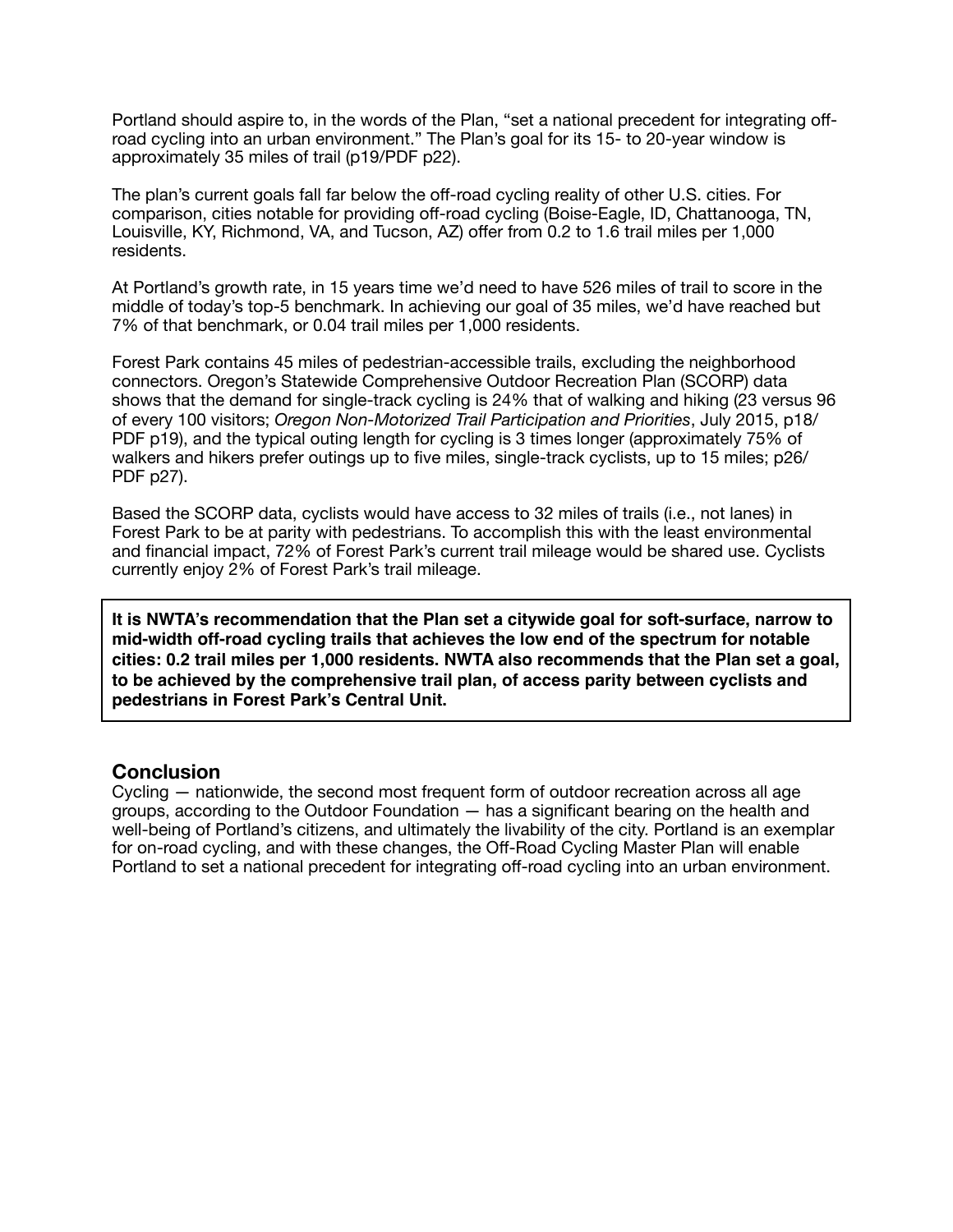Portland should aspire to, in the words of the Plan, "set a national precedent for integrating off-road cycling into an urban environment." The Plan's goal for its 15- to 20-year window is approximately 35 miles of trail (p19/PDF p22).

The plan's current goals fall far below the off-road cycling reality of other U.S. cities. For comparison, cities notable for providing off-road cycling (Boise-Eagle, ID, Chattanooga, TN, Louisville, KY, Richmond, VA, and Tucson, AZ) offer from 0.2 to 1.6 trail miles per 1,000 residents.

At Portland's growth rate, in 15 years time we'd need to have 526 miles of trail to score in the middle of today's top-5 benchmark. In achieving our goal of 35 miles, we'd have reached but 7% of that benchmark, or 0.04 trail miles per 1,000 residents.

Forest Park contains 45 miles of pedestrian-accessible trails, excluding the neighborhood connectors. Oregon's Statewide Comprehensive Outdoor Recreation Plan (SCORP) data shows that the demand for single-track cycling is 24% that of walking and hiking (23 versus 96 of every 100 visitors; *Oregon Non-Motorized Trail Participation and Priorities*, July 2015, p18/PDF p19), and the typical outing length for cycling is 3 times longer (approximately 75% of walkers and hikers prefer outings up to five miles, single-track cyclists, up to 15 miles; p26/PDF p27).

Based the SCORP data, cyclists would have access to 32 miles of trails (i.e., not lanes) in Forest Park to be at parity with pedestrians. To accomplish this with the least environmental and financial impact, 72% of Forest Park's current trail mileage would be shared use. Cyclists currently enjoy 2% of Forest Park's trail mileage.

**It is NWTA's recommendation that the Plan set a citywide goal for soft-surface, narrow to mid-width off-road cycling trails that achieves the low end of the spectrum for notable cities: 0.2 trail miles per 1,000 residents. NWTA also recommends that the Plan set a goal, to be achieved by the comprehensive trail plan, of access parity between cyclists and pedestrians in Forest Park's Central Unit.**

## Conclusion

Cycling — nationwide, the second most frequent form of outdoor recreation across all age groups, according to the Outdoor Foundation — has a significant bearing on the health and well-being of Portland's citizens, and ultimately the livability of the city. Portland is an exemplar for on-road cycling, and with these changes, the Off-Road Cycling Master Plan will enable Portland to set a national precedent for integrating off-road cycling into an urban environment.